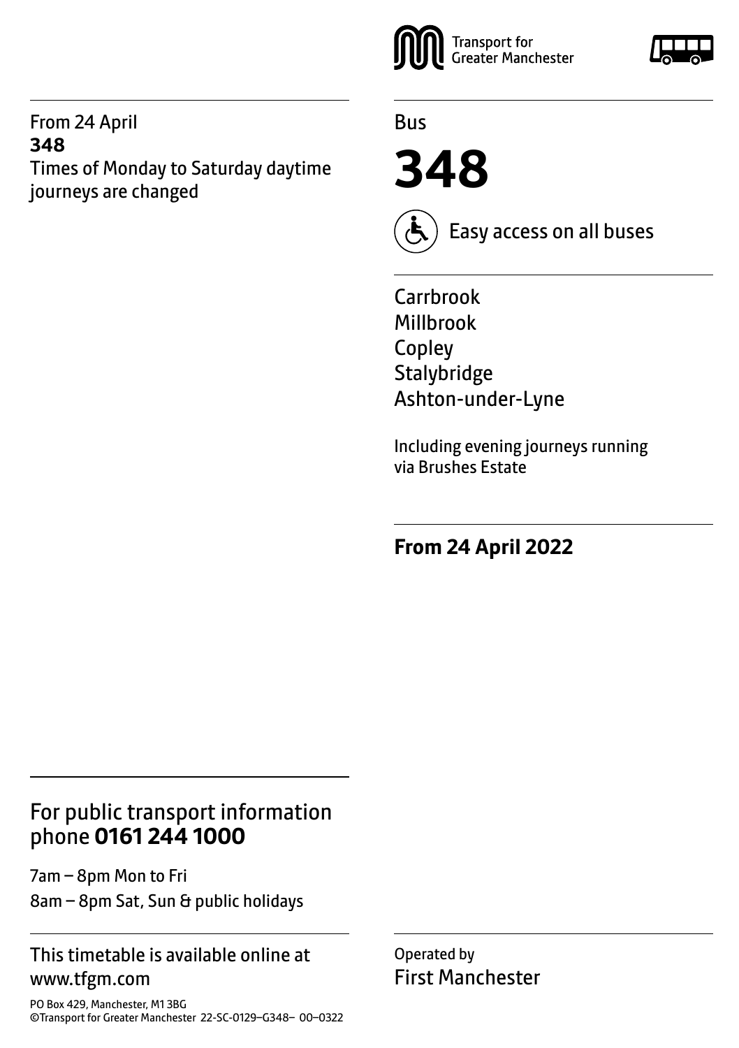From 24 April
**348**
Times of Monday to Saturday daytime journeys are changed

Transport for Greater Manchester

Bus

# 348

Easy access on all buses

Carrbrook
Millbrook
Copley
Stalybridge
Ashton-under-Lyne

Including evening journeys running via Brushes Estate

**From 24 April 2022**

## For public transport information phone **0161 244 1000**

7am – 8pm Mon to Fri
8am – 8pm Sat, Sun & public holidays

This timetable is available online at www.tfgm.com

PO Box 429, Manchester, M1 3BG
©Transport for Greater Manchester 22-SC-0129–G348– 00–0322

Operated by
First Manchester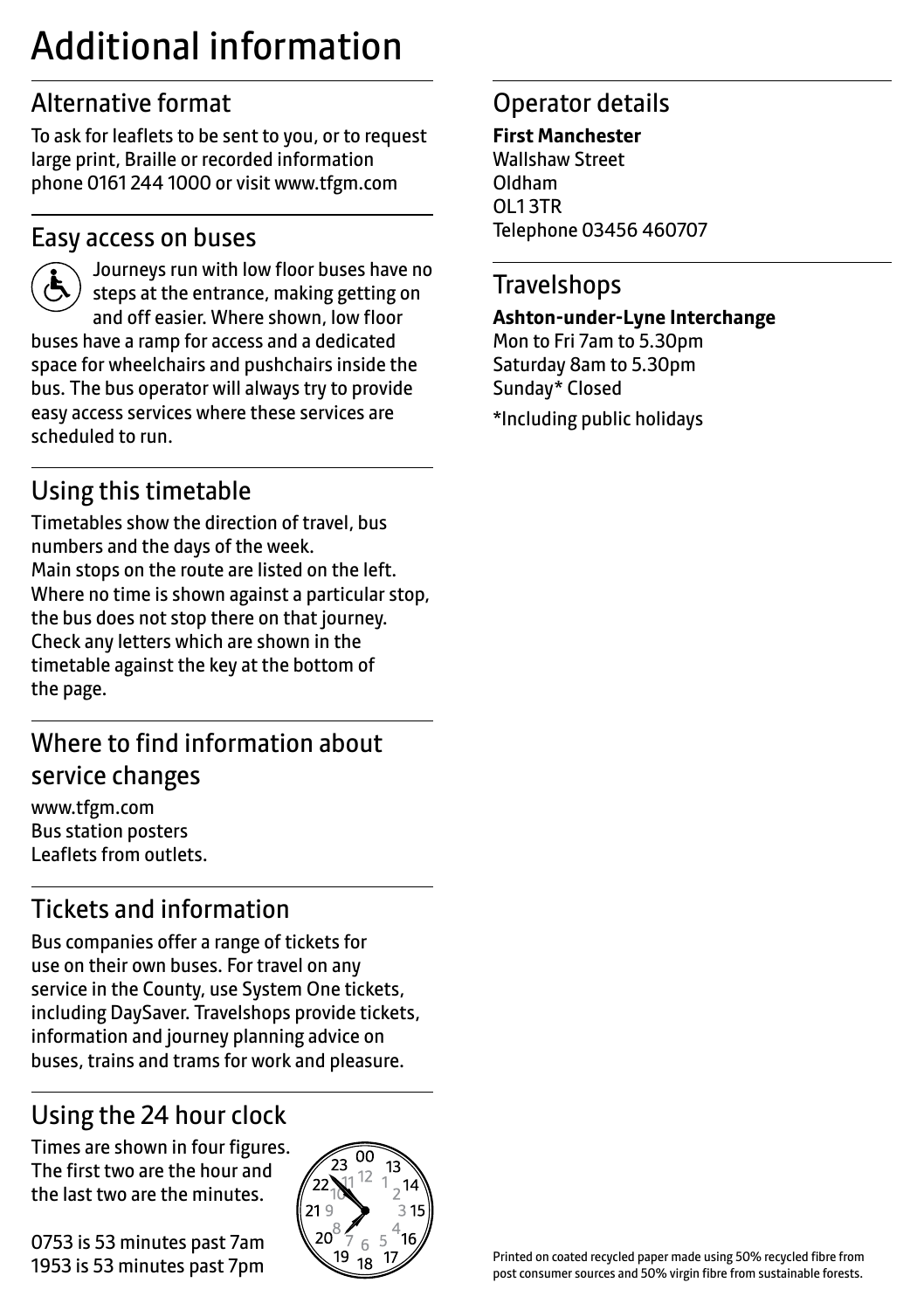# Additional information

## Alternative format

To ask for leaflets to be sent to you, or to request large print, Braille or recorded information phone 0161 244 1000 or visit www.tfgm.com

## Easy access on buses

Journeys run with low floor buses have no steps at the entrance, making getting on and off easier. Where shown, low floor buses have a ramp for access and a dedicated space for wheelchairs and pushchairs inside the bus. The bus operator will always try to provide easy access services where these services are scheduled to run.

## Using this timetable

Timetables show the direction of travel, bus numbers and the days of the week.
Main stops on the route are listed on the left. Where no time is shown against a particular stop, the bus does not stop there on that journey. Check any letters which are shown in the timetable against the key at the bottom of the page.

## Where to find information about service changes

www.tfgm.com
Bus station posters
Leaflets from outlets.

## Tickets and information

Bus companies offer a range of tickets for use on their own buses. For travel on any service in the County, use System One tickets, including DaySaver. Travelshops provide tickets, information and journey planning advice on buses, trains and trams for work and pleasure.

## Using the 24 hour clock

Times are shown in four figures. The first two are the hour and the last two are the minutes.

0753 is 53 minutes past 7am
1953 is 53 minutes past 7pm

## Operator details

**First Manchester**
Wallshaw Street
Oldham
OL1 3TR
Telephone 03456 460707

## Travelshops

**Ashton-under-Lyne Interchange**
Mon to Fri 7am to 5.30pm
Saturday 8am to 5.30pm
Sunday* Closed

*Including public holidays

Printed on coated recycled paper made using 50% recycled fibre from post consumer sources and 50% virgin fibre from sustainable forests.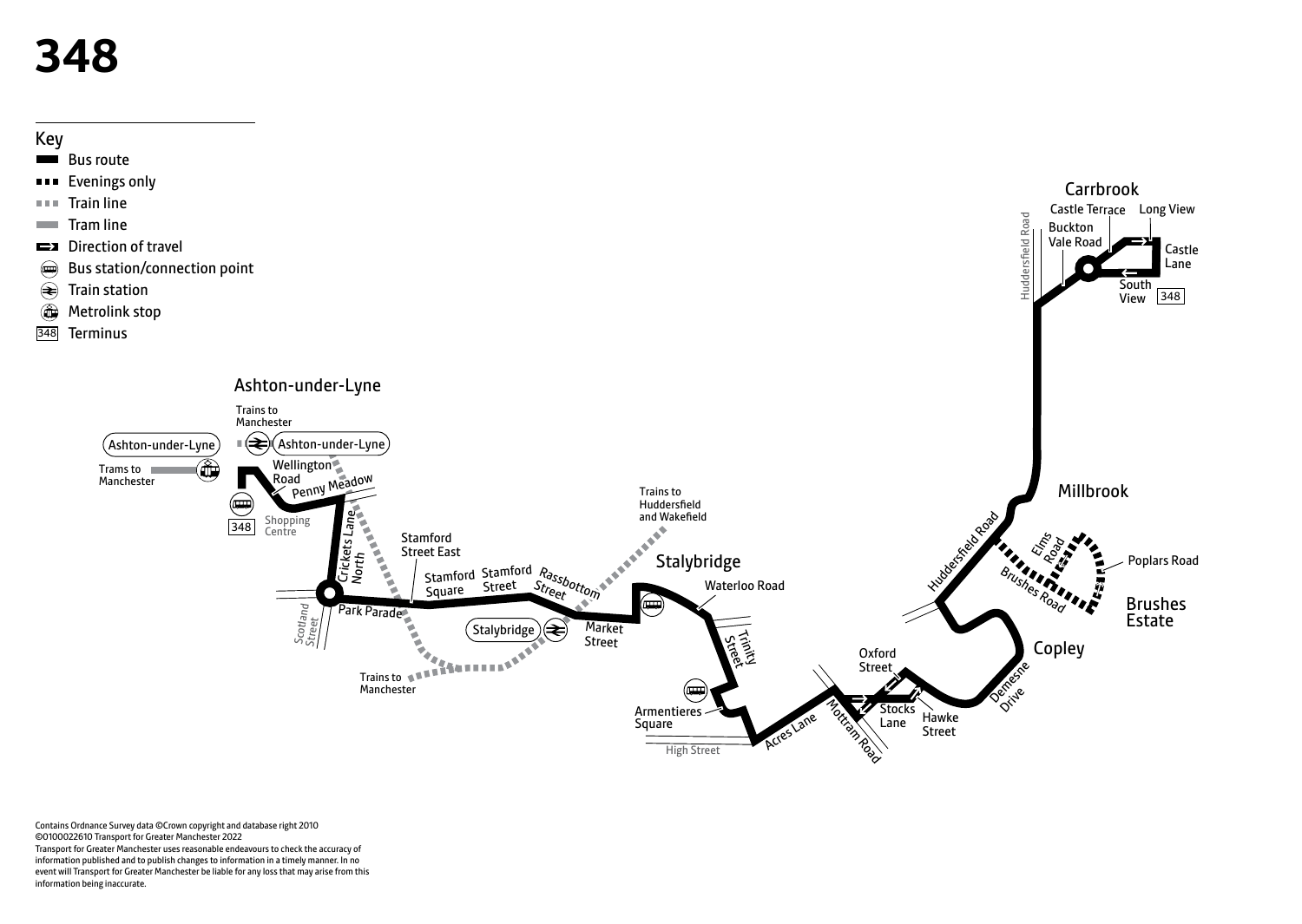# 348

## Key

- Bus route
- Evenings only
- Train line
- Tram line
- Direction of travel
- Bus station/connection point
- Train station
- Metrolink stop
- 348 Terminus

Ashton-under-Lyne

Trains to Manchester

Ashton-under-Lyne

Ashton-under-Lyne

Trams to Manchester

Wellington Road

Penny Meadow

Shopping Centre

348

Crickets Lane North

Scotland Street

Park Parade

Stamford Street East

Stamford Square

Stamford Street

Rassbottom Street

Trains to Manchester

Stalybridge

Market Street

Trains to Huddersfield and Wakefield

Stalybridge

Waterloo Road

Trinity Street

Armentieres Square

High Street

Acres Lane

Mottram Road

Oxford Street

Stocks Lane

Hawke Street

Demesne Drive

Copley

Huddersfield Road

Brushes Road

Elms Road

Poplars Road

Brushes Estate

Millbrook

Huddersfield Road

Carrbrook

Castle Terrace

Long View

Buckton Vale Road

Castle Lane

South View

348

Contains Ordnance Survey data ©Crown copyright and database right 2010
©0100022610 Transport for Greater Manchester 2022
Transport for Greater Manchester uses reasonable endeavours to check the accuracy of information published and to publish changes to information in a timely manner. In no event will Transport for Greater Manchester be liable for any loss that may arise from this information being inaccurate.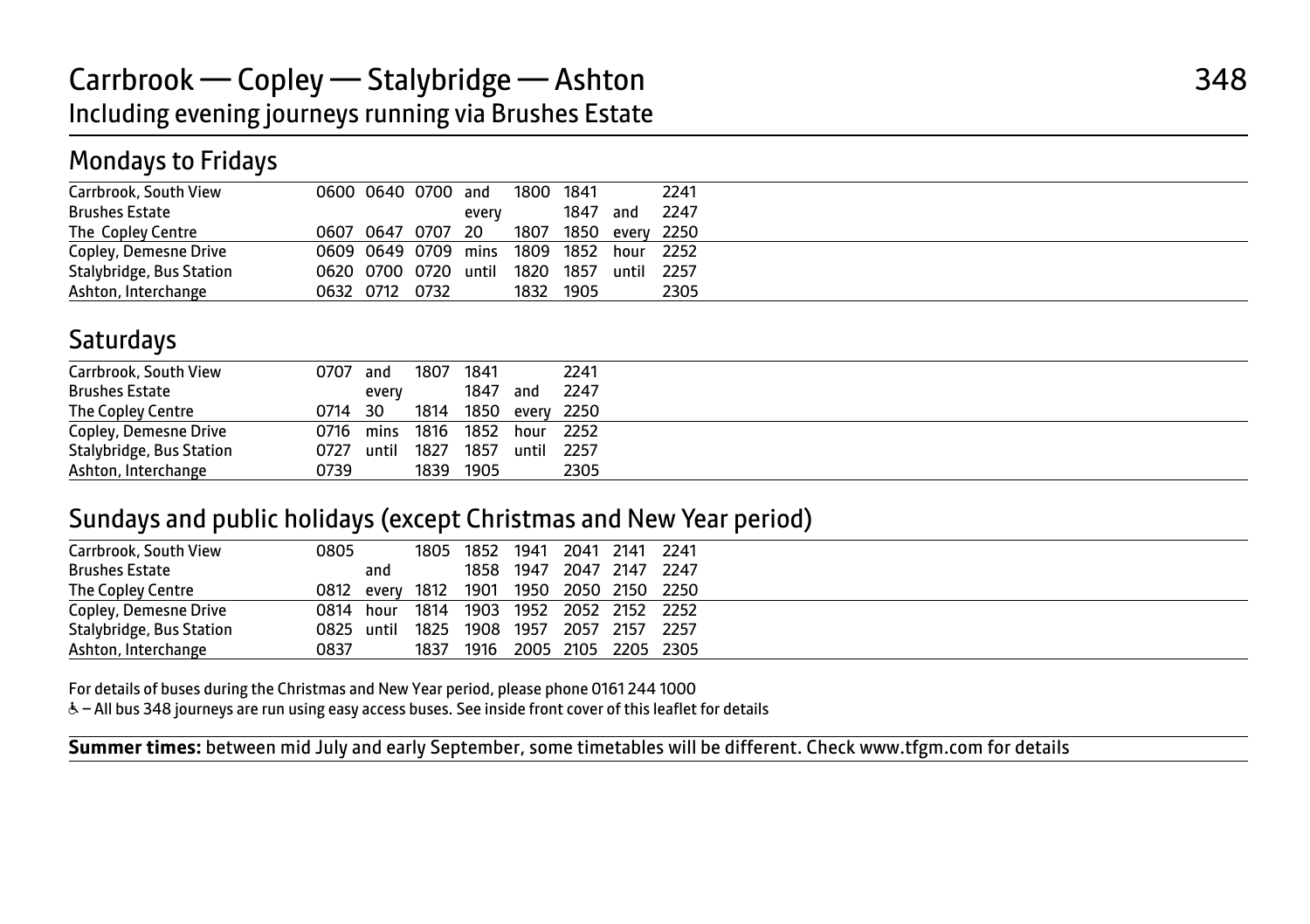# Carrbrook — Copley — Stalybridge — Ashton

348

Including evening journeys running via Brushes Estate

## Mondays to Fridays

| | | | | | | | | |
|---|---|---|---|---|---|---|---|---|
| Carrbrook, South View | 0600 | 0640 | 0700 | and | 1800 | 1841 | | 2241 |
| Brushes Estate | | | | every | | 1847 | and | 2247 |
| The Copley Centre | 0607 | 0647 | 0707 | 20 | 1807 | 1850 | every | 2250 |
| Copley, Demesne Drive | 0609 | 0649 | 0709 | mins | 1809 | 1852 | hour | 2252 |
| Stalybridge, Bus Station | 0620 | 0700 | 0720 | until | 1820 | 1857 | until | 2257 |
| Ashton, Interchange | 0632 | 0712 | 0732 | | 1832 | 1905 | | 2305 |

## Saturdays

| | | | | | | |
|---|---|---|---|---|---|---|
| Carrbrook, South View | 0707 | and | 1807 | 1841 | | 2241 |
| Brushes Estate | | every | | 1847 | and | 2247 |
| The Copley Centre | 0714 | 30 | 1814 | 1850 | every | 2250 |
| Copley, Demesne Drive | 0716 | mins | 1816 | 1852 | hour | 2252 |
| Stalybridge, Bus Station | 0727 | until | 1827 | 1857 | until | 2257 |
| Ashton, Interchange | 0739 | | 1839 | 1905 | | 2305 |

## Sundays and public holidays (except Christmas and New Year period)

| | | | | | | | | |
|---|---|---|---|---|---|---|---|---|
| Carrbrook, South View | 0805 | | 1805 | 1852 | 1941 | 2041 | 2141 | 2241 |
| Brushes Estate | | and | | 1858 | 1947 | 2047 | 2147 | 2247 |
| The Copley Centre | 0812 | every | 1812 | 1901 | 1950 | 2050 | 2150 | 2250 |
| Copley, Demesne Drive | 0814 | hour | 1814 | 1903 | 1952 | 2052 | 2152 | 2252 |
| Stalybridge, Bus Station | 0825 | until | 1825 | 1908 | 1957 | 2057 | 2157 | 2257 |
| Ashton, Interchange | 0837 | | 1837 | 1916 | 2005 | 2105 | 2205 | 2305 |

For details of buses during the Christmas and New Year period, please phone 0161 244 1000

♿ – All bus 348 journeys are run using easy access buses. See inside front cover of this leaflet for details

**Summer times:** between mid July and early September, some timetables will be different. Check www.tfgm.com for details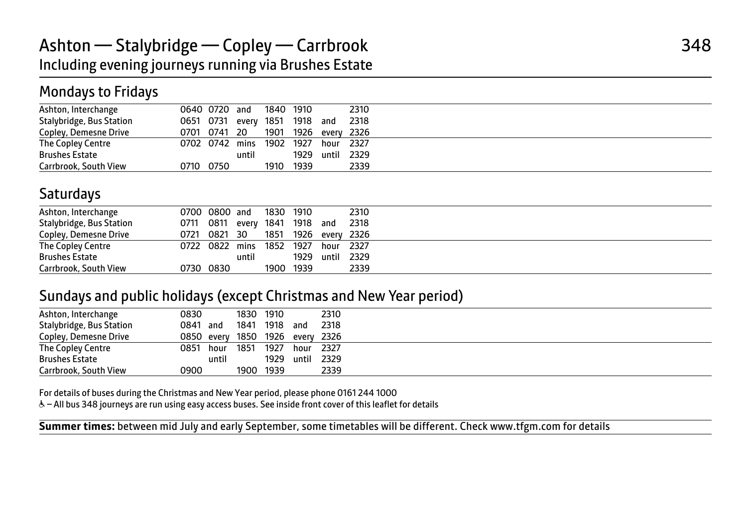# Ashton — Stalybridge — Copley — Carrbrook

348

Including evening journeys running via Brushes Estate

## Mondays to Fridays

| | | | | | | | |
|---|---|---|---|---|---|---|---|
| Ashton, Interchange | 0640 | 0720 | and | 1840 | 1910 | | 2310 |
| Stalybridge, Bus Station | 0651 | 0731 | every | 1851 | 1918 | and | 2318 |
| Copley, Demesne Drive | 0701 | 0741 | 20 | 1901 | 1926 | every | 2326 |
| The Copley Centre | 0702 | 0742 | mins | 1902 | 1927 | hour | 2327 |
| Brushes Estate | | | until | | 1929 | until | 2329 |
| Carrbrook, South View | 0710 | 0750 | | 1910 | 1939 | | 2339 |

## Saturdays

| | | | | | | | |
|---|---|---|---|---|---|---|---|
| Ashton, Interchange | 0700 | 0800 | and | 1830 | 1910 | | 2310 |
| Stalybridge, Bus Station | 0711 | 0811 | every | 1841 | 1918 | and | 2318 |
| Copley, Demesne Drive | 0721 | 0821 | 30 | 1851 | 1926 | every | 2326 |
| The Copley Centre | 0722 | 0822 | mins | 1852 | 1927 | hour | 2327 |
| Brushes Estate | | | until | | 1929 | until | 2329 |
| Carrbrook, South View | 0730 | 0830 | | 1900 | 1939 | | 2339 |

## Sundays and public holidays (except Christmas and New Year period)

| | | | | | | |
|---|---|---|---|---|---|---|
| Ashton, Interchange | 0830 | | 1830 | 1910 | | 2310 |
| Stalybridge, Bus Station | 0841 | and | 1841 | 1918 | and | 2318 |
| Copley, Demesne Drive | 0850 | every | 1850 | 1926 | every | 2326 |
| The Copley Centre | 0851 | hour | 1851 | 1927 | hour | 2327 |
| Brushes Estate | | until | | 1929 | until | 2329 |
| Carrbrook, South View | 0900 | | 1900 | 1939 | | 2339 |

For details of buses during the Christmas and New Year period, please phone 0161 244 1000

♿ – All bus 348 journeys are run using easy access buses. See inside front cover of this leaflet for details

**Summer times:** between mid July and early September, some timetables will be different. Check www.tfgm.com for details